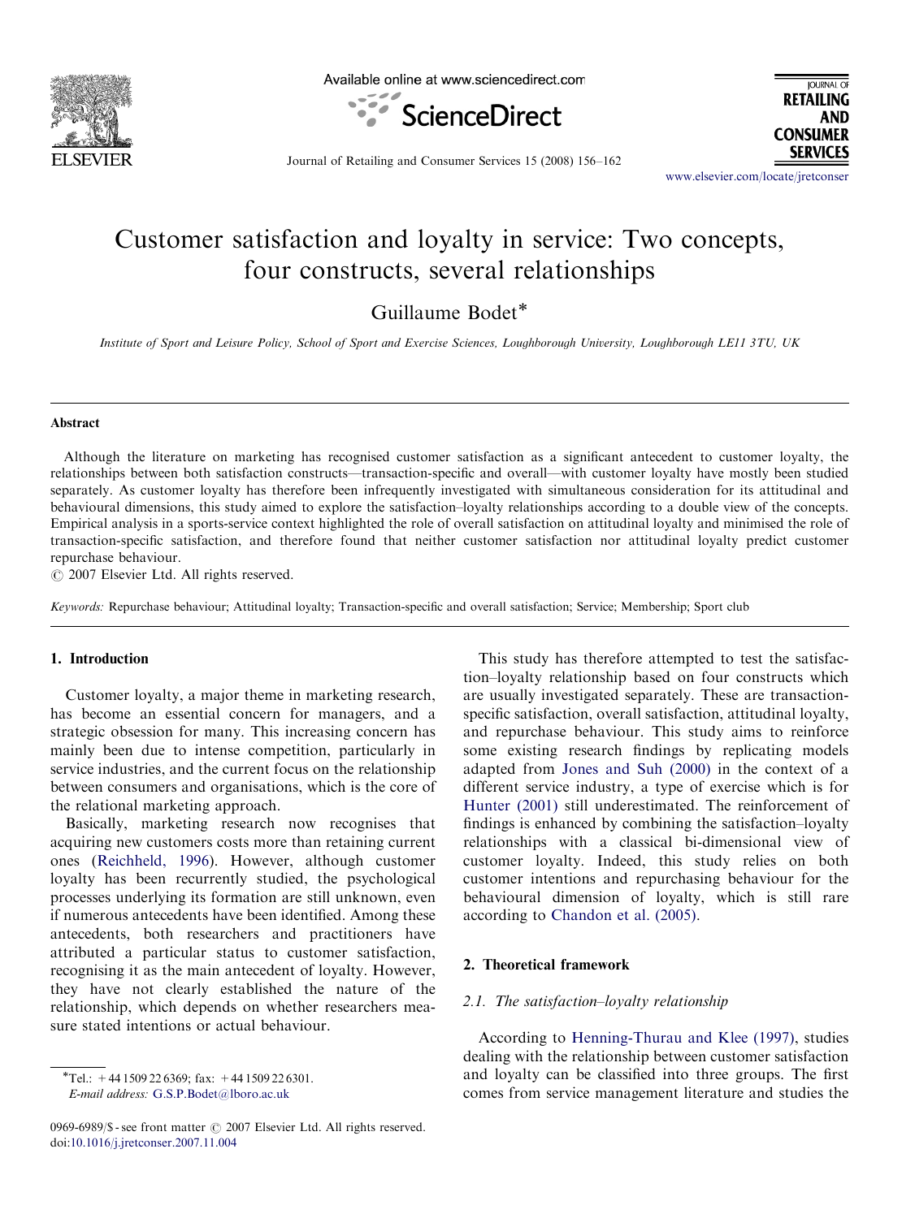# Customer satisfaction and loyalty in service: Two concepts, four constructs, several relationships

Guillaume Bodet*

*Institute of Sport and Leisure Policy, School of Sport and Exercise Sciences, Loughborough University, Loughborough LE11 3TU, UK*

## Abstract

Although the literature on marketing has recognised customer satisfaction as a significant antecedent to customer loyalty, the relationships between both satisfaction constructs—transaction-specific and overall—with customer loyalty have mostly been studied separately. As customer loyalty has therefore been infrequently investigated with simultaneous consideration for its attitudinal and behavioural dimensions, this study aimed to explore the satisfaction–loyalty relationships according to a double view of the concepts. Empirical analysis in a sports-service context highlighted the role of overall satisfaction on attitudinal loyalty and minimised the role of transaction-specific satisfaction, and therefore found that neither customer satisfaction nor attitudinal loyalty predict customer repurchase behaviour.

© 2007 Elsevier Ltd. All rights reserved.

*Keywords:* Repurchase behaviour; Attitudinal loyalty; Transaction-specific and overall satisfaction; Service; Membership; Sport club

## 1. Introduction

Customer loyalty, a major theme in marketing research, has become an essential concern for managers, and a strategic obsession for many. This increasing concern has mainly been due to intense competition, particularly in service industries, and the current focus on the relationship between consumers and organisations, which is the core of the relational marketing approach.

Basically, marketing research now recognises that acquiring new customers costs more than retaining current ones (Reichheld, 1996). However, although customer loyalty has been recurrently studied, the psychological processes underlying its formation are still unknown, even if numerous antecedents have been identified. Among these antecedents, both researchers and practitioners have attributed a particular status to customer satisfaction, recognising it as the main antecedent of loyalty. However, they have not clearly established the nature of the relationship, which depends on whether researchers measure stated intentions or actual behaviour.

This study has therefore attempted to test the satisfaction–loyalty relationship based on four constructs which are usually investigated separately. These are transaction-specific satisfaction, overall satisfaction, attitudinal loyalty, and repurchase behaviour. This study aims to reinforce some existing research findings by replicating models adapted from Jones and Suh (2000) in the context of a different service industry, a type of exercise which is for Hunter (2001) still underestimated. The reinforcement of findings is enhanced by combining the satisfaction–loyalty relationships with a classical bi-dimensional view of customer loyalty. Indeed, this study relies on both customer intentions and repurchasing behaviour for the behavioural dimension of loyalty, which is still rare according to Chandon et al. (2005).

## 2. Theoretical framework

### 2.1. The satisfaction–loyalty relationship

According to Henning-Thurau and Klee (1997), studies dealing with the relationship between customer satisfaction and loyalty can be classified into three groups. The first comes from service management literature and studies the

*Tel.: +44 1509 22 6369; fax: +44 1509 22 6301.
*E-mail address:* G.S.P.Bodet@lboro.ac.uk

0969-6989/$ - see front matter © 2007 Elsevier Ltd. All rights reserved.
doi:10.1016/j.jretconser.2007.11.004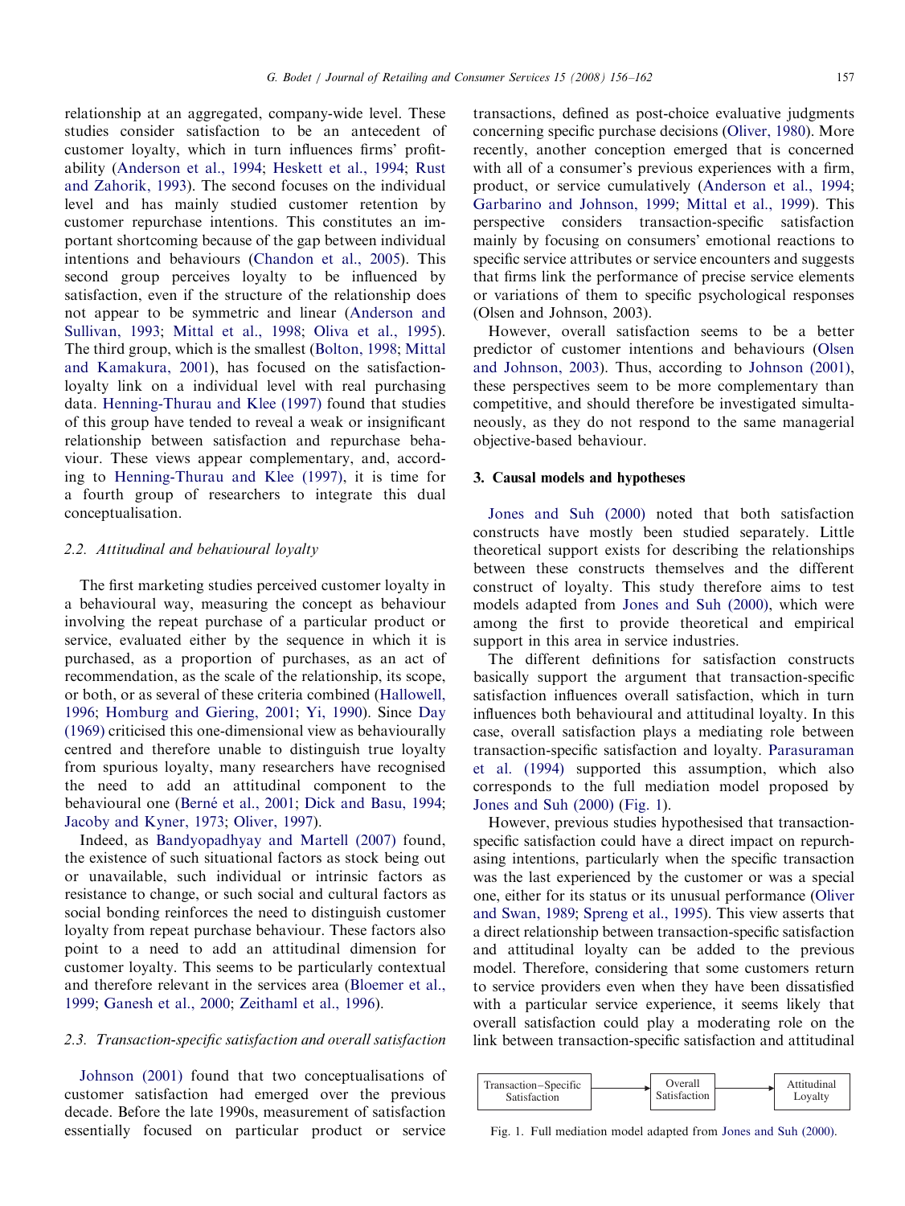relationship at an aggregated, company-wide level. These studies consider satisfaction to be an antecedent of customer loyalty, which in turn influences firms' profitability (Anderson et al., 1994; Heskett et al., 1994; Rust and Zahorik, 1993). The second focuses on the individual level and has mainly studied customer retention by customer repurchase intentions. This constitutes an important shortcoming because of the gap between individual intentions and behaviours (Chandon et al., 2005). This second group perceives loyalty to be influenced by satisfaction, even if the structure of the relationship does not appear to be symmetric and linear (Anderson and Sullivan, 1993; Mittal et al., 1998; Oliva et al., 1995). The third group, which is the smallest (Bolton, 1998; Mittal and Kamakura, 2001), has focused on the satisfaction-loyalty link on a individual level with real purchasing data. Henning-Thurau and Klee (1997) found that studies of this group have tended to reveal a weak or insignificant relationship between satisfaction and repurchase behaviour. These views appear complementary, and, according to Henning-Thurau and Klee (1997), it is time for a fourth group of researchers to integrate this dual conceptualisation.

### 2.2. Attitudinal and behavioural loyalty

The first marketing studies perceived customer loyalty in a behavioural way, measuring the concept as behaviour involving the repeat purchase of a particular product or service, evaluated either by the sequence in which it is purchased, as a proportion of purchases, as an act of recommendation, as the scale of the relationship, its scope, or both, or as several of these criteria combined (Hallowell, 1996; Homburg and Giering, 2001; Yi, 1990). Since Day (1969) criticised this one-dimensional view as behaviourally centred and therefore unable to distinguish true loyalty from spurious loyalty, many researchers have recognised the need to add an attitudinal component to the behavioural one (Berné et al., 2001; Dick and Basu, 1994; Jacoby and Kyner, 1973; Oliver, 1997).

Indeed, as Bandyopadhyay and Martell (2007) found, the existence of such situational factors as stock being out or unavailable, such individual or intrinsic factors as resistance to change, or such social and cultural factors as social bonding reinforces the need to distinguish customer loyalty from repeat purchase behaviour. These factors also point to a need to add an attitudinal dimension for customer loyalty. This seems to be particularly contextual and therefore relevant in the services area (Bloemer et al., 1999; Ganesh et al., 2000; Zeithaml et al., 1996).

### 2.3. Transaction-specific satisfaction and overall satisfaction

Johnson (2001) found that two conceptualisations of customer satisfaction had emerged over the previous decade. Before the late 1990s, measurement of satisfaction essentially focused on particular product or service transactions, defined as post-choice evaluative judgments concerning specific purchase decisions (Oliver, 1980). More recently, another conception emerged that is concerned with all of a consumer's previous experiences with a firm, product, or service cumulatively (Anderson et al., 1994; Garbarino and Johnson, 1999; Mittal et al., 1999). This perspective considers transaction-specific satisfaction mainly by focusing on consumers' emotional reactions to specific service attributes or service encounters and suggests that firms link the performance of precise service elements or variations of them to specific psychological responses (Olsen and Johnson, 2003).

However, overall satisfaction seems to be a better predictor of customer intentions and behaviours (Olsen and Johnson, 2003). Thus, according to Johnson (2001), these perspectives seem to be more complementary than competitive, and should therefore be investigated simultaneously, as they do not respond to the same managerial objective-based behaviour.

## 3. Causal models and hypotheses

Jones and Suh (2000) noted that both satisfaction constructs have mostly been studied separately. Little theoretical support exists for describing the relationships between these constructs themselves and the different construct of loyalty. This study therefore aims to test models adapted from Jones and Suh (2000), which were among the first to provide theoretical and empirical support in this area in service industries.

The different definitions for satisfaction constructs basically support the argument that transaction-specific satisfaction influences overall satisfaction, which in turn influences both behavioural and attitudinal loyalty. In this case, overall satisfaction plays a mediating role between transaction-specific satisfaction and loyalty. Parasuraman et al. (1994) supported this assumption, which also corresponds to the full mediation model proposed by Jones and Suh (2000) (Fig. 1).

However, previous studies hypothesised that transaction-specific satisfaction could have a direct impact on repurchasing intentions, particularly when the specific transaction was the last experienced by the customer or was a special one, either for its status or its unusual performance (Oliver and Swan, 1989; Spreng et al., 1995). This view asserts that a direct relationship between transaction-specific satisfaction and attitudinal loyalty can be added to the previous model. Therefore, considering that some customers return to service providers even when they have been dissatisfied with a particular service experience, it seems likely that overall satisfaction could play a moderating role on the link between transaction-specific satisfaction and attitudinal

Transaction–Specific Satisfaction → Overall Satisfaction → Attitudinal Loyalty

Fig. 1. Full mediation model adapted from Jones and Suh (2000).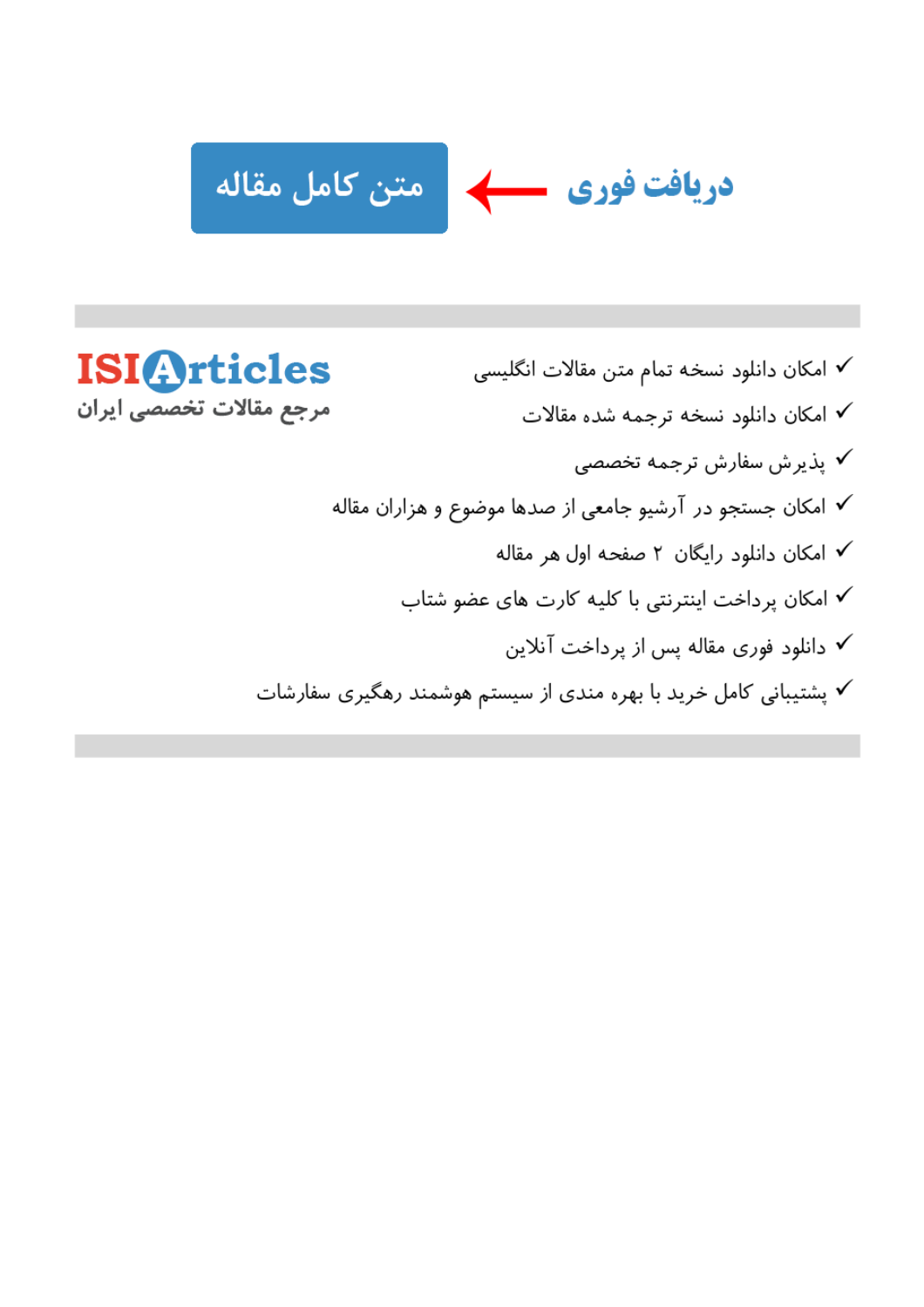دریافت فوری ← **متن کامل مقاله**

**ISIArticles**
مرجع مقالات تخصصی ایران

- ✓ امکان دانلود نسخه تمام متن مقالات انگلیسی
- ✓ امکان دانلود نسخه ترجمه شده مقالات
- ✓ پذیرش سفارش ترجمه تخصصی
- ✓ امکان جستجو در آرشیو جامعی از صدها موضوع و هزاران مقاله
- ✓ امکان دانلود رایگان ۲ صفحه اول هر مقاله
- ✓ امکان پرداخت اینترنتی با کلیه کارت های عضو شتاب
- ✓ دانلود فوری مقاله پس از پرداخت آنلاین
- ✓ پشتیبانی کامل خرید با بهره مندی از سیستم هوشمند رهگیری سفارشات